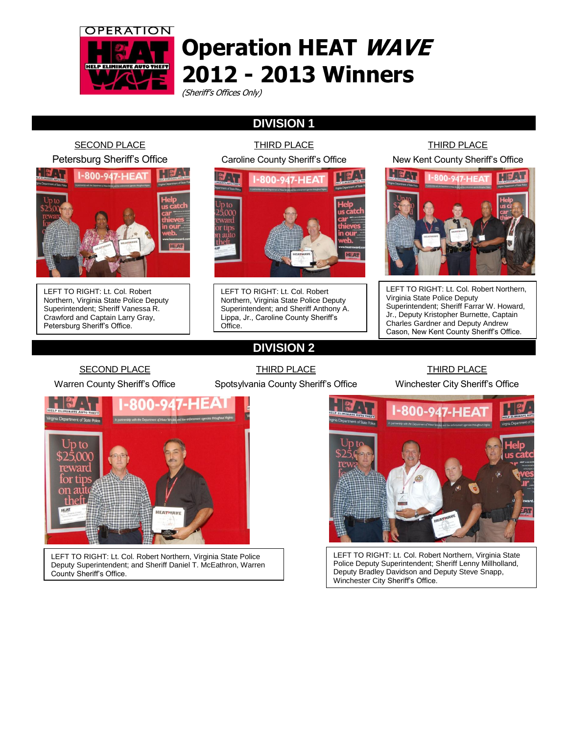# Operation HEAT *WAVE* 2012 - 2013 Winners

*(Sheriff's Offices Only)*

## DIVISION 1

### SECOND PLACE

Petersburg Sheriff's Office

LEFT TO RIGHT: Lt. Col. Robert Northern, Virginia State Police Deputy Superintendent; Sheriff Vanessa R. Crawford and Captain Larry Gray, Petersburg Sheriff's Office.

### THIRD PLACE

Caroline County Sheriff's Office

LEFT TO RIGHT: Lt. Col. Robert Northern, Virginia State Police Deputy Superintendent; and Sheriff Anthony A. Lippa, Jr., Caroline County Sheriff's Office.

### THIRD PLACE

New Kent County Sheriff's Office

LEFT TO RIGHT: Lt. Col. Robert Northern, Virginia State Police Deputy Superintendent; Sheriff Farrar W. Howard, Jr., Deputy Kristopher Burnette, Captain Charles Gardner and Deputy Andrew Cason, New Kent County Sheriff's Office.

## DIVISION 2

### SECOND PLACE

Warren County Sheriff's Office

LEFT TO RIGHT: Lt. Col. Robert Northern, Virginia State Police Deputy Superintendent; and Sheriff Daniel T. McEathron, Warren County Sheriff's Office.

### THIRD PLACE

Spotsylvania County Sheriff's Office

### THIRD PLACE

Winchester City Sheriff's Office

LEFT TO RIGHT: Lt. Col. Robert Northern, Virginia State Police Deputy Superintendent; Sheriff Lenny Millholland, Deputy Bradley Davidson and Deputy Steve Snapp, Winchester City Sheriff's Office.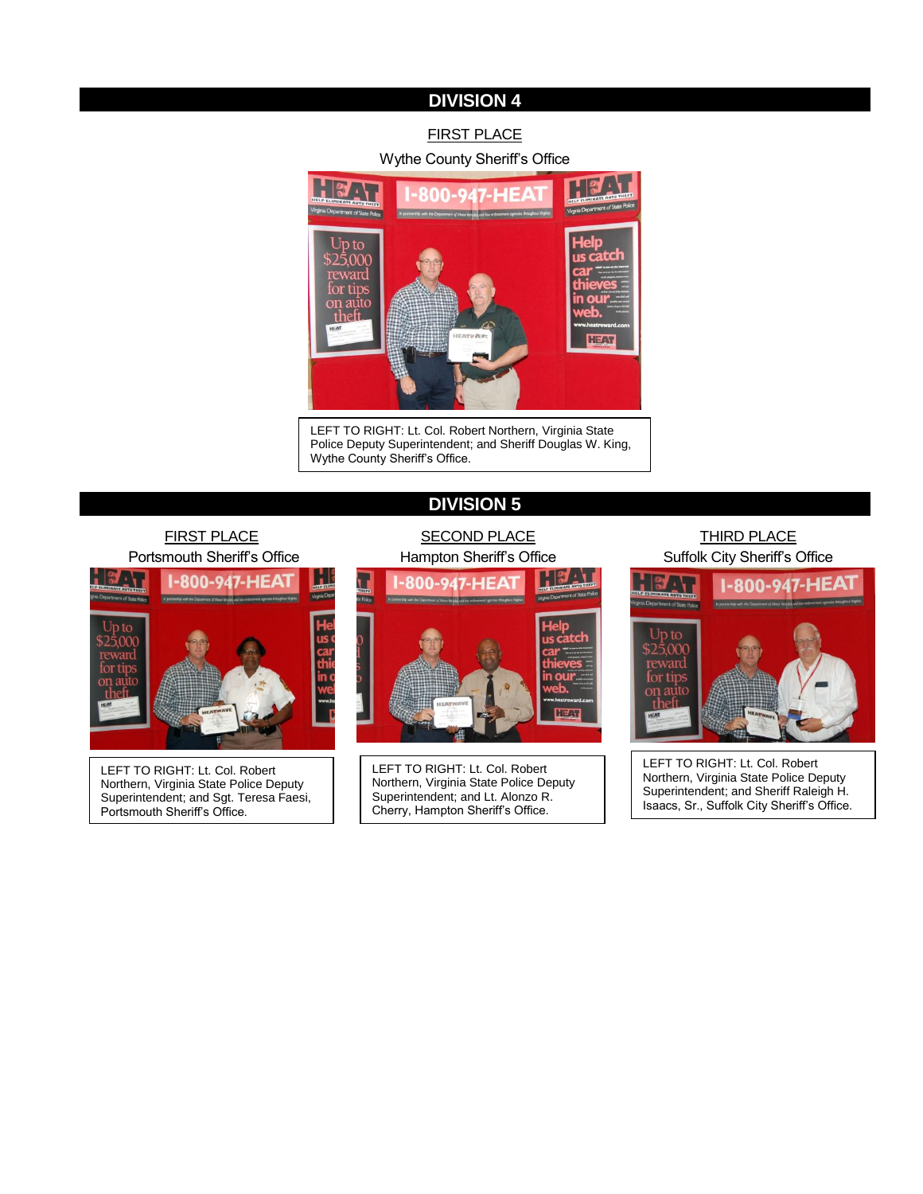## DIVISION 4

FIRST PLACE

Wythe County Sheriff's Office

LEFT TO RIGHT: Lt. Col. Robert Northern, Virginia State Police Deputy Superintendent; and Sheriff Douglas W. King, Wythe County Sheriff's Office.

## DIVISION 5

FIRST PLACE

Portsmouth Sheriff's Office

LEFT TO RIGHT: Lt. Col. Robert Northern, Virginia State Police Deputy Superintendent; and Sgt. Teresa Faesi, Portsmouth Sheriff's Office.

SECOND PLACE

Hampton Sheriff's Office

LEFT TO RIGHT: Lt. Col. Robert Northern, Virginia State Police Deputy Superintendent; and Lt. Alonzo R. Cherry, Hampton Sheriff's Office.

THIRD PLACE

Suffolk City Sheriff's Office

LEFT TO RIGHT: Lt. Col. Robert Northern, Virginia State Police Deputy Superintendent; and Sheriff Raleigh H. Isaacs, Sr., Suffolk City Sheriff's Office.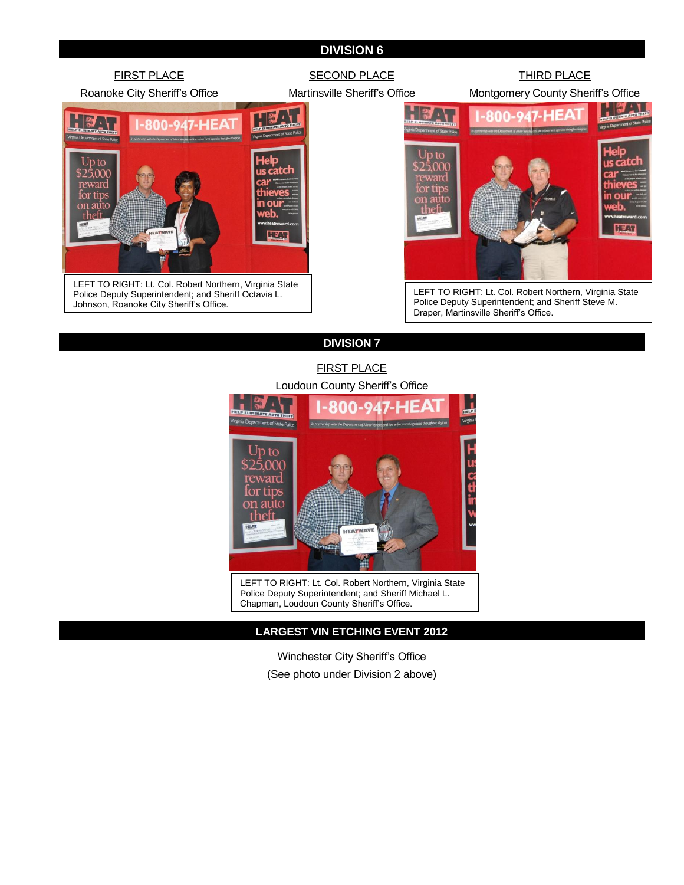## DIVISION 6

FIRST PLACE

Roanoke City Sheriff's Office

SECOND PLACE

Martinsville Sheriff's Office

THIRD PLACE

Montgomery County Sheriff's Office

LEFT TO RIGHT: Lt. Col. Robert Northern, Virginia State Police Deputy Superintendent; and Sheriff Octavia L. Johnson, Roanoke City Sheriff's Office.

LEFT TO RIGHT: Lt. Col. Robert Northern, Virginia State Police Deputy Superintendent; and Sheriff Steve M. Draper, Martinsville Sheriff's Office.

## DIVISION 7

FIRST PLACE

Loudoun County Sheriff's Office

LEFT TO RIGHT: Lt. Col. Robert Northern, Virginia State Police Deputy Superintendent; and Sheriff Michael L. Chapman, Loudoun County Sheriff's Office.

## LARGEST VIN ETCHING EVENT 2012

Winchester City Sheriff's Office

(See photo under Division 2 above)